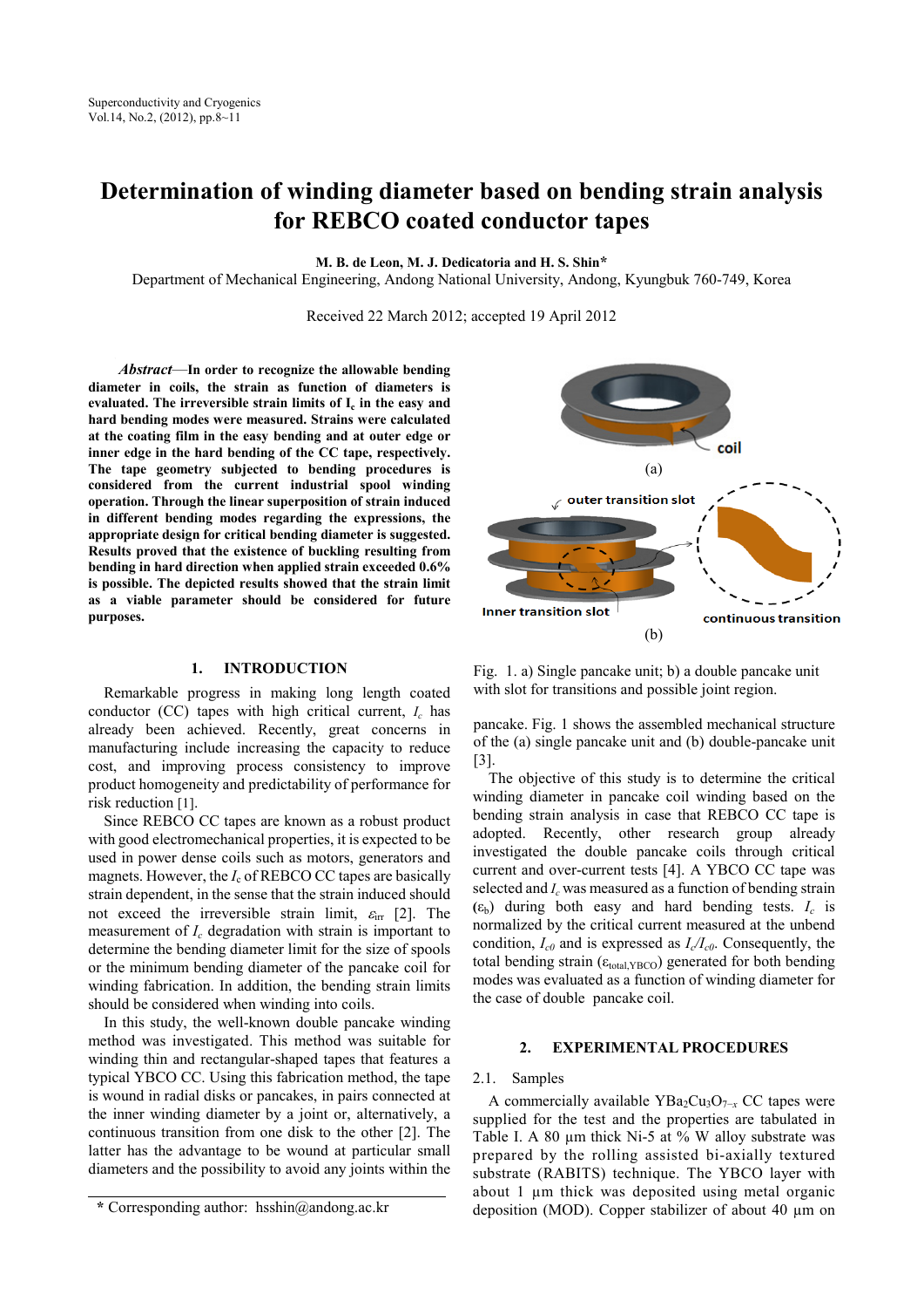# Determination of winding diameter based on bending strain analysis for REBCO coated conductor tapes

**M. B. de Leon, M. J. Dedicatoria and H. S. Shin***

Department of Mechanical Engineering, Andong National University, Andong, Kyungbuk 760-749, Korea

Received 22 March 2012; accepted 19 April 2012

***Abstract*—In order to recognize the allowable bending diameter in coils, the strain as function of diameters is evaluated. The irreversible strain limits of $I_c$ in the easy and hard bending modes were measured. Strains were calculated at the coating film in the easy bending and at outer edge or inner edge in the hard bending of the CC tape, respectively. The tape geometry subjected to bending procedures is considered from the current industrial spool winding operation. Through the linear superposition of strain induced in different bending modes regarding the expressions, the appropriate design for critical bending diameter is suggested. Results proved that the existence of buckling resulting from bending in hard direction when applied strain exceeded 0.6% is possible. The depicted results showed that the strain limit as a viable parameter should be considered for future purposes.**

## 1. INTRODUCTION

Remarkable progress in making long length coated conductor (CC) tapes with high critical current, $I_c$ has already been achieved. Recently, great concerns in manufacturing include increasing the capacity to reduce cost, and improving process consistency to improve product homogeneity and predictability of performance for risk reduction [1].

Since REBCO CC tapes are known as a robust product with good electromechanical properties, it is expected to be used in power dense coils such as motors, generators and magnets. However, the $I_c$ of REBCO CC tapes are basically strain dependent, in the sense that the strain induced should not exceed the irreversible strain limit, $\varepsilon_{irr}$ [2]. The measurement of $I_c$ degradation with strain is important to determine the bending diameter limit for the size of spools or the minimum bending diameter of the pancake coil for winding fabrication. In addition, the bending strain limits should be considered when winding into coils.

In this study, the well-known double pancake winding method was investigated. This method was suitable for winding thin and rectangular-shaped tapes that features a typical YBCO CC. Using this fabrication method, the tape is wound in radial disks or pancakes, in pairs connected at the inner winding diameter by a joint or, alternatively, a continuous transition from one disk to the other [2]. The latter has the advantage to be wound at particular small diameters and the possibility to avoid any joints within the pancake. Fig. 1 shows the assembled mechanical structure of the (a) single pancake unit and (b) double-pancake unit [3].

Fig. 1. a) Single pancake unit; b) a double pancake unit with slot for transitions and possible joint region.

The objective of this study is to determine the critical winding diameter in pancake coil winding based on the bending strain analysis in case that REBCO CC tape is adopted. Recently, other research group already investigated the double pancake coils through critical current and over-current tests [4]. A YBCO CC tape was selected and $I_c$ was measured as a function of bending strain ($\varepsilon_b$) during both easy and hard bending tests. $I_c$ is normalized by the critical current measured at the unbend condition, $I_{c0}$ and is expressed as $I_c/I_{c0}$. Consequently, the total bending strain ($\varepsilon_{total,YBCO}$) generated for both bending modes was evaluated as a function of winding diameter for the case of double pancake coil.

## 2. EXPERIMENTAL PROCEDURES

### 2.1. Samples

A commercially available $YBa_2Cu_3O_{7-x}$ CC tapes were supplied for the test and the properties are tabulated in Table I. A 80 μm thick Ni-5 at % W alloy substrate was prepared by the rolling assisted bi-axially textured substrate (RABITS) technique. The YBCO layer with about 1 μm thick was deposited using metal organic deposition (MOD). Copper stabilizer of about 40 μm on

\* Corresponding author: hsshin@andong.ac.kr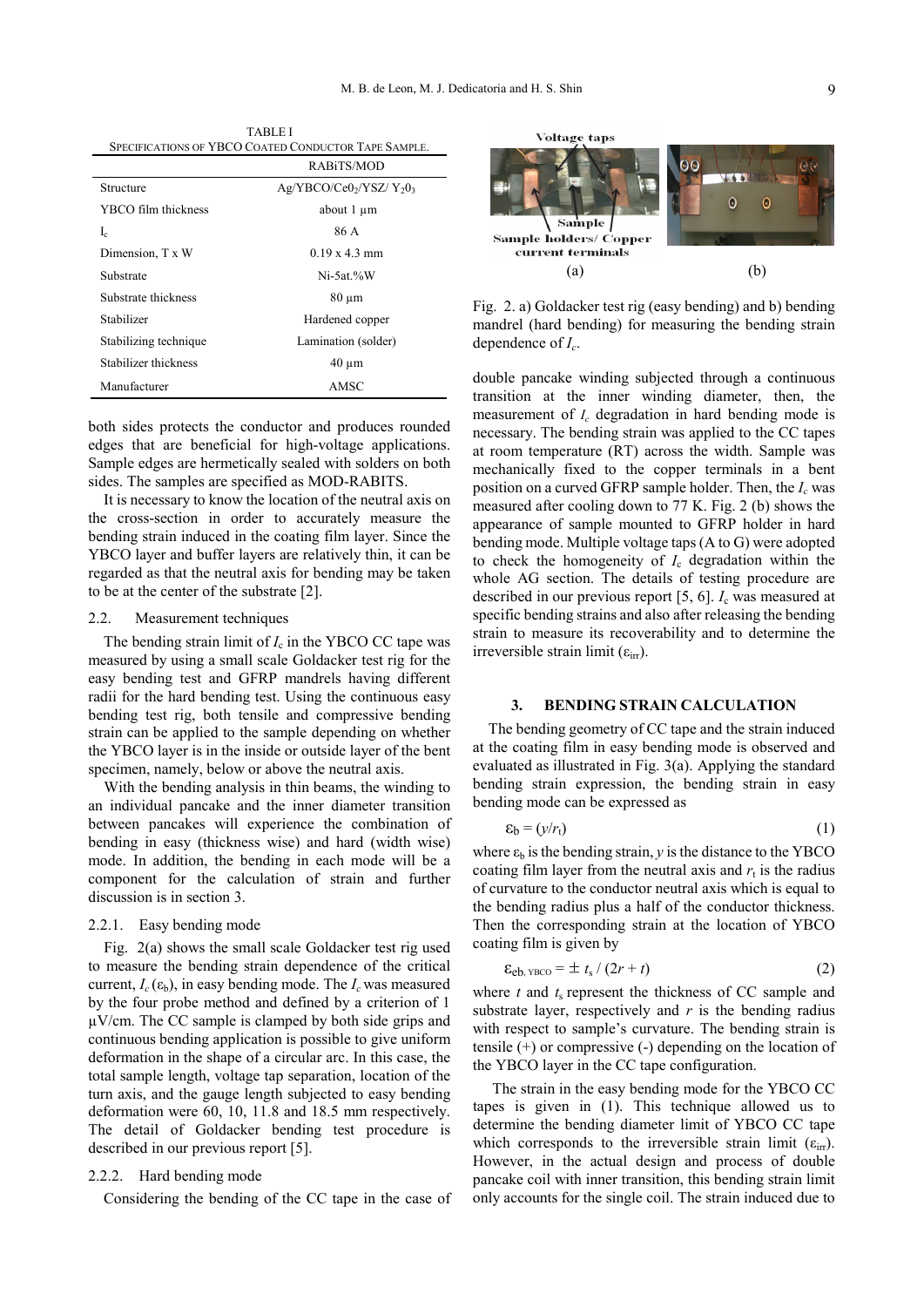TABLE I
SPECIFICATIONS OF YBCO COATED CONDUCTOR TAPE SAMPLE.

| | RABiTS/MOD |
|---|---|
| Structure | $Ag/YBCO/CeO_2/YSZ/Y_2O_3$ |
| YBCO film thickness | about 1 μm |
| $I_c$ | 86 A |
| Dimension, T x W | 0.19 x 4.3 mm |
| Substrate | Ni-5at.%W |
| Substrate thickness | 80 μm |
| Stabilizer | Hardened copper |
| Stabilizing technique | Lamination (solder) |
| Stabilizer thickness | 40 μm |
| Manufacturer | AMSC |

both sides protects the conductor and produces rounded edges that are beneficial for high-voltage applications. Sample edges are hermetically sealed with solders on both sides. The samples are specified as MOD-RABITS.

It is necessary to know the location of the neutral axis on the cross-section in order to accurately measure the bending strain induced in the coating film layer. Since the YBCO layer and buffer layers are relatively thin, it can be regarded as that the neutral axis for bending may be taken to be at the center of the substrate [2].

### 2.2. Measurement techniques

The bending strain limit of $I_c$ in the YBCO CC tape was measured by using a small scale Goldacker test rig for the easy bending test and GFRP mandrels having different radii for the hard bending test. Using the continuous easy bending test rig, both tensile and compressive bending strain can be applied to the sample depending on whether the YBCO layer is in the inside or outside layer of the bent specimen, namely, below or above the neutral axis.

With the bending analysis in thin beams, the winding to an individual pancake and the inner diameter transition between pancakes will experience the combination of bending in easy (thickness wise) and hard (width wise) mode. In addition, the bending in each mode will be a component for the calculation of strain and further discussion is in section 3.

#### 2.2.1. Easy bending mode

Fig. 2(a) shows the small scale Goldacker test rig used to measure the bending strain dependence of the critical current, $I_c(\varepsilon_b)$, in easy bending mode. The $I_c$ was measured by the four probe method and defined by a criterion of 1 μV/cm. The CC sample is clamped by both side grips and continuous bending application is possible to give uniform deformation in the shape of a circular arc. In this case, the total sample length, voltage tap separation, location of the turn axis, and the gauge length subjected to easy bending deformation were 60, 10, 11.8 and 18.5 mm respectively. The detail of Goldacker bending test procedure is described in our previous report [5].

#### 2.2.2. Hard bending mode

Considering the bending of the CC tape in the case of double pancake winding subjected through a continuous transition at the inner winding diameter, then, the measurement of $I_c$ degradation in hard bending mode is necessary. The bending strain was applied to the CC tapes at room temperature (RT) across the width. Sample was mechanically fixed to the copper terminals in a bent position on a curved GFRP sample holder. Then, the $I_c$ was measured after cooling down to 77 K. Fig. 2 (b) shows the appearance of sample mounted to GFRP holder in hard bending mode. Multiple voltage taps (A to G) were adopted to check the homogeneity of $I_c$ degradation within the whole AG section. The details of testing procedure are described in our previous report [5, 6]. $I_c$ was measured at specific bending strains and also after releasing the bending strain to measure its recoverability and to determine the irreversible strain limit ($\varepsilon_{irr}$).

Fig. 2. a) Goldacker test rig (easy bending) and b) bending mandrel (hard bending) for measuring the bending strain dependence of $I_c$.

## 3. BENDING STRAIN CALCULATION

The bending geometry of CC tape and the strain induced at the coating film in easy bending mode is observed and evaluated as illustrated in Fig. 3(a). Applying the standard bending strain expression, the bending strain in easy bending mode can be expressed as

$$\varepsilon_b = (y/r_t) \tag{1}$$

where $\varepsilon_b$ is the bending strain, $y$ is the distance to the YBCO coating film layer from the neutral axis and $r_t$ is the radius of curvature to the conductor neutral axis which is equal to the bending radius plus a half of the conductor thickness. Then the corresponding strain at the location of YBCO coating film is given by

$$\varepsilon_{eb,\ YBCO} = \pm\ t_s\ /\ (2r + t) \tag{2}$$

where $t$ and $t_s$ represent the thickness of CC sample and substrate layer, respectively and $r$ is the bending radius with respect to sample's curvature. The bending strain is tensile (+) or compressive (-) depending on the location of the YBCO layer in the CC tape configuration.

The strain in the easy bending mode for the YBCO CC tapes is given in (1). This technique allowed us to determine the bending diameter limit of YBCO CC tape which corresponds to the irreversible strain limit ($\varepsilon_{irr}$). However, in the actual design and process of double pancake coil with inner transition, this bending strain limit only accounts for the single coil. The strain induced due to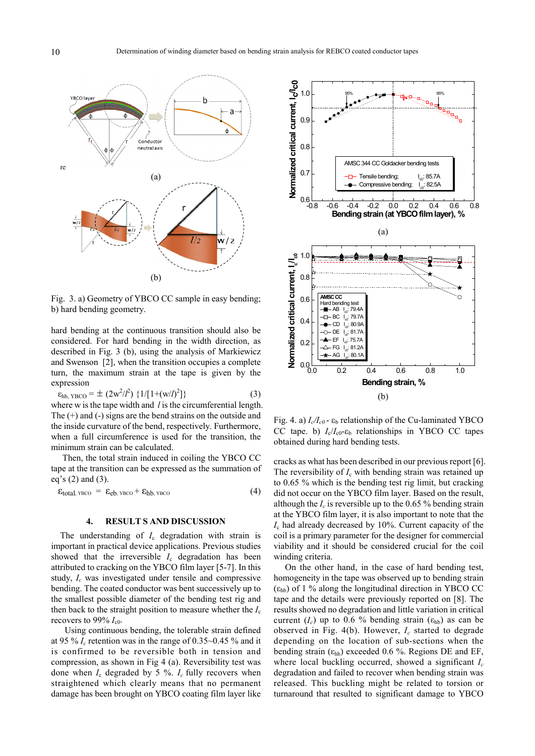Fig. 3. a) Geometry of YBCO CC sample in easy bending; b) hard bending geometry.

hard bending at the continuous transition should also be considered. For hard bending in the width direction, as described in Fig. 3 (b), using the analysis of Markiewicz and Swenson [2], when the transition occupies a complete turn, the maximum strain at the tape is given by the expression

$$\varepsilon_{hb,\ YBCO} = \pm\ (2w^2/l^2)\ \{1/[1+(w/l)^2]\} \qquad (3)$$

where w is the tape width and $l$ is the circumferential length. The (+) and (-) signs are the bend strains on the outside and the inside curvature of the bend, respectively. Furthermore, when a full circumference is used for the transition, the minimum strain can be calculated.

Then, the total strain induced in coiling the YBCO CC tape at the transition can be expressed as the summation of eq's (2) and (3).

$$\varepsilon_{total,\ YBCO} = \varepsilon_{eb,\ YBCO} + \varepsilon_{hb,\ YBCO} \qquad (4)$$

## 4. RESULT S AND DISCUSSION

The understanding of $I_c$ degradation with strain is important in practical device applications. Previous studies showed that the irreversible $I_c$ degradation has been attributed to cracking on the YBCO film layer [5-7]. In this study, $I_c$ was investigated under tensile and compressive bending. The coated conductor was bent successively up to the smallest possible diameter of the bending test rig and then back to the straight position to measure whether the $I_c$ recovers to 99% $I_{c0}$.

Using continuous bending, the tolerable strain defined at 95 % $I_c$ retention was in the range of 0.35~0.45 % and it is confirmed to be reversible both in tension and compression, as shown in Fig 4 (a). Reversibility test was done when $I_c$ degraded by 5 %. $I_c$ fully recovers when straightened which clearly means that no permanent damage has been brought on YBCO coating film layer like cracks as what has been described in our previous report [6]. The reversibility of $I_c$ with bending strain was retained up to the 0.65 % which is the bending test rig limit, but cracking did not occur on the YBCO film layer. Based on the result, although the $I_c$ is reversible up to the 0.65 % bending strain at the YBCO film layer, it is also important to note that the $I_c$ had already decreased by 10%. Current capacity of the coil is a primary parameter for the designer for commercial viability and it should be considered crucial for the coil winding criteria.

On the other hand, in the case of hard bending test, homogeneity in the tape was observed up to bending strain ($\varepsilon_{hb}$) of 1 % along the longitudinal direction in YBCO CC tape and the details were previously reported on [8]. The results showed no degradation and little variation in critical current ($I_c$) up to 0.6 % bending strain ($\varepsilon_{hb}$) as can be observed in Fig. 4(b). However, $I_c$ started to degrade depending on the location of sub-sections when the bending strain ($\varepsilon_{hb}$) exceeded 0.6 %. Regions DE and EF, where local buckling occurred, showed a significant $I_c$ degradation and failed to recover when bending strain was released. This buckling might be related to torsion or turnaround that resulted to significant damage to YBCO

Fig. 4. a) $I_c/I_{c0}$ - $\varepsilon_b$ relationship of the Cu-laminated YBCO CC tape. b) $I_c/I_{c0}$-$\varepsilon_b$ relationships in YBCO CC tapes obtained during hard bending tests.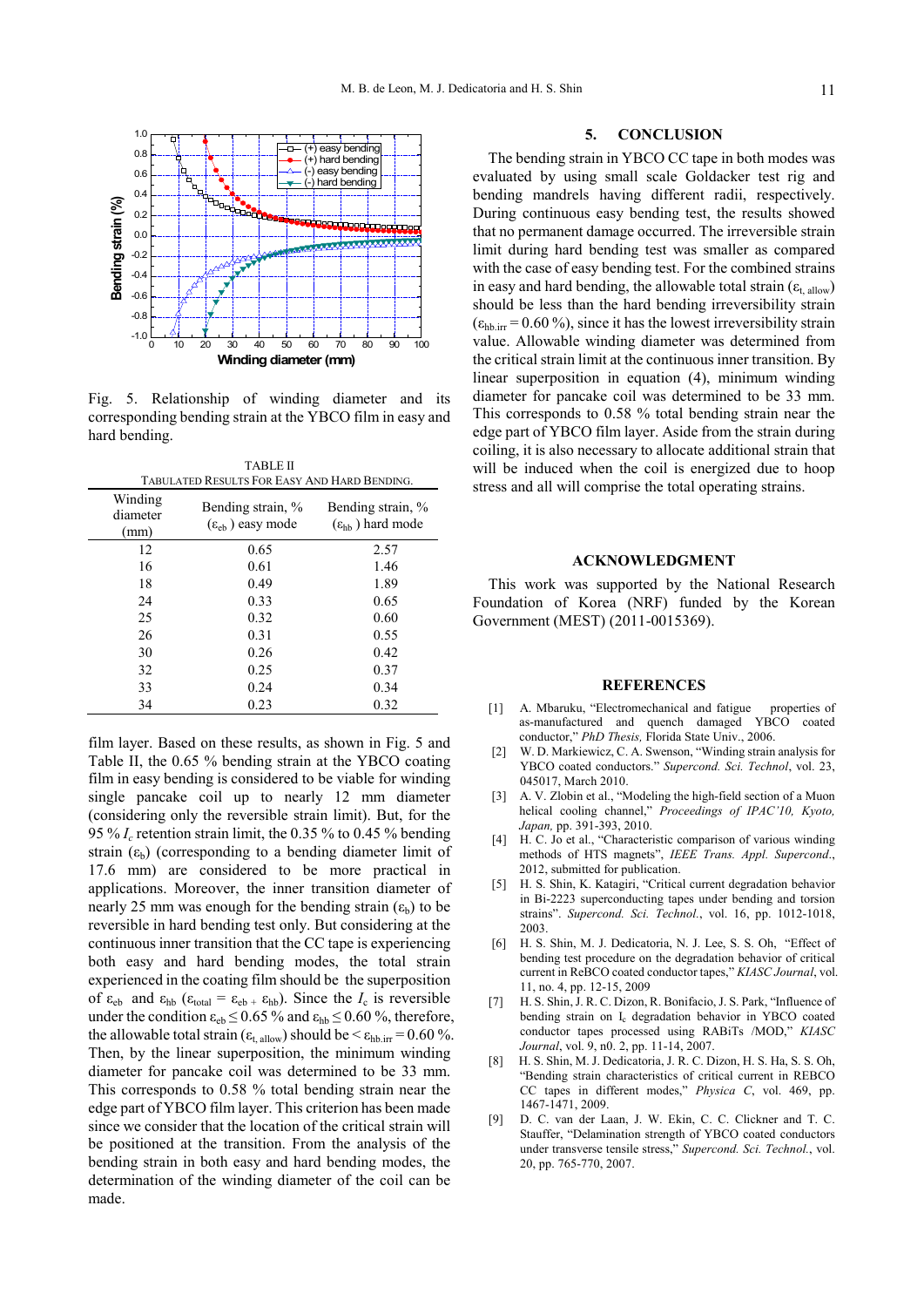1.0
0.8
0.6
0.4
0.2
0.0
-0.2
-0.4
-0.6
-0.8
-1.0

0 10 20 30 40 50 60 70 80 90 100

Bending strain (%)

Winding diameter (mm)

(+) easy bending
(+) hard bending
(-) easy bending
(-) hard bending

Fig. 5. Relationship of winding diameter and its corresponding bending strain at the YBCO film in easy and hard bending.

TABLE II
TABULATED RESULTS FOR EASY AND HARD BENDING.

| Winding diameter (mm) | Bending strain, % ($\varepsilon_{eb}$) easy mode | Bending strain, % ($\varepsilon_{hb}$) hard mode |
|---|---|---|
| 12 | 0.65 | 2.57 |
| 16 | 0.61 | 1.46 |
| 18 | 0.49 | 1.89 |
| 24 | 0.33 | 0.65 |
| 25 | 0.32 | 0.60 |
| 26 | 0.31 | 0.55 |
| 30 | 0.26 | 0.42 |
| 32 | 0.25 | 0.37 |
| 33 | 0.24 | 0.34 |
| 34 | 0.23 | 0.32 |

film layer. Based on these results, as shown in Fig. 5 and Table II, the 0.65 % bending strain at the YBCO coating film in easy bending is considered to be viable for winding single pancake coil up to nearly 12 mm diameter (considering only the reversible strain limit). But, for the 95 % $I_c$ retention strain limit, the 0.35 % to 0.45 % bending strain ($\varepsilon_b$) (corresponding to a bending diameter limit of 17.6 mm) are considered to be more practical in applications. Moreover, the inner transition diameter of nearly 25 mm was enough for the bending strain ($\varepsilon_b$) to be reversible in hard bending test only. But considering at the continuous inner transition that the CC tape is experiencing both easy and hard bending modes, the total strain experienced in the coating film should be the superposition of $\varepsilon_{eb}$ and $\varepsilon_{hb}$ ($\varepsilon_{total} = \varepsilon_{eb} + \varepsilon_{hb}$). Since the $I_c$ is reversible under the condition $\varepsilon_{eb} \leq 0.65$ % and $\varepsilon_{hb} \leq 0.60$ %, therefore, the allowable total strain ($\varepsilon_{t,\,allow}$) should be $< \varepsilon_{hb.irr} = 0.60$ %. Then, by the linear superposition, the minimum winding diameter for pancake coil was determined to be 33 mm. This corresponds to 0.58 % total bending strain near the edge part of YBCO film layer. This criterion has been made since we consider that the location of the critical strain will be positioned at the transition. From the analysis of the bending strain in both easy and hard bending modes, the determination of the winding diameter of the coil can be made.

## 5. CONCLUSION

The bending strain in YBCO CC tape in both modes was evaluated by using small scale Goldacker test rig and bending mandrels having different radii, respectively. During continuous easy bending test, the results showed that no permanent damage occurred. The irreversible strain limit during hard bending test was smaller as compared with the case of easy bending test. For the combined strains in easy and hard bending, the allowable total strain ($\varepsilon_{t,\,allow}$) should be less than the hard bending irreversibility strain ($\varepsilon_{hb.irr} = 0.60$ %), since it has the lowest irreversibility strain value. Allowable winding diameter was determined from the critical strain limit at the continuous inner transition. By linear superposition in equation (4), minimum winding diameter for pancake coil was determined to be 33 mm. This corresponds to 0.58 % total bending strain near the edge part of YBCO film layer. Aside from the strain during coiling, it is also necessary to allocate additional strain that will be induced when the coil is energized due to hoop stress and all will comprise the total operating strains.

## ACKNOWLEDGMENT

This work was supported by the National Research Foundation of Korea (NRF) funded by the Korean Government (MEST) (2011-0015369).

## REFERENCES

[1] A. Mbaruku, "Electromechanical and fatigue properties of as-manufactured and quench damaged YBCO coated conductor," *PhD Thesis,* Florida State Univ., 2006.

[2] W. D. Markiewicz, C. A. Swenson, "Winding strain analysis for YBCO coated conductors." *Supercond. Sci. Technol*, vol. 23, 045017, March 2010.

[3] A. V. Zlobin et al., "Modeling the high-field section of a Muon helical cooling channel," *Proceedings of IPAC'10, Kyoto, Japan,* pp. 391-393, 2010.

[4] H. C. Jo et al., "Characteristic comparison of various winding methods of HTS magnets", *IEEE Trans. Appl. Supercond*., 2012, submitted for publication.

[5] H. S. Shin, K. Katagiri, "Critical current degradation behavior in Bi-2223 superconducting tapes under bending and torsion strains". *Supercond. Sci. Technol.*, vol. 16, pp. 1012-1018, 2003.

[6] H. S. Shin, M. J. Dedicatoria, N. J. Lee, S. S. Oh, "Effect of bending test procedure on the degradation behavior of critical current in ReBCO coated conductor tapes," *KIASC Journal*, vol. 11, no. 4, pp. 12-15, 2009

[7] H. S. Shin, J. R. C. Dizon, R. Bonifacio, J. S. Park, "Influence of bending strain on $I_c$ degradation behavior in YBCO coated conductor tapes processed using RABiTs /MOD," *KIASC Journal*, vol. 9, n0. 2, pp. 11-14, 2007.

[8] H. S. Shin, M. J. Dedicatoria, J. R. C. Dizon, H. S. Ha, S. S. Oh, "Bending strain characteristics of critical current in REBCO CC tapes in different modes," *Physica C*, vol. 469, pp. 1467-1471, 2009.

[9] D. C. van der Laan, J. W. Ekin, C. C. Clickner and T. C. Stauffer, "Delamination strength of YBCO coated conductors under transverse tensile stress," *Supercond. Sci. Technol.*, vol. 20, pp. 765-770, 2007.